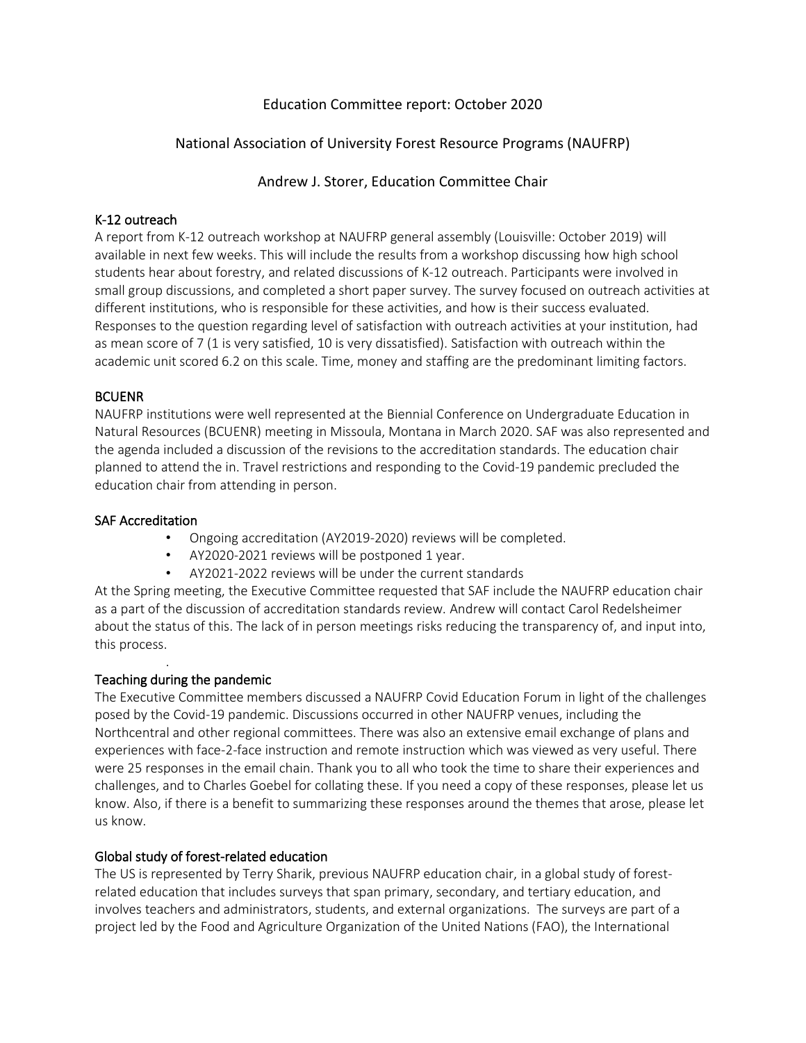Education Committee report: October 2020

National Association of University Forest Resource Programs (NAUFRP)

Andrew J. Storer, Education Committee Chair

## K-12 outreach

A report from K-12 outreach workshop at NAUFRP general assembly (Louisville: October 2019) will available in next few weeks. This will include the results from a workshop discussing how high school students hear about forestry, and related discussions of K-12 outreach. Participants were involved in small group discussions, and completed a short paper survey. The survey focused on outreach activities at different institutions, who is responsible for these activities, and how is their success evaluated. Responses to the question regarding level of satisfaction with outreach activities at your institution, had as mean score of 7 (1 is very satisfied, 10 is very dissatisfied). Satisfaction with outreach within the academic unit scored 6.2 on this scale. Time, money and staffing are the predominant limiting factors.

## BCUENR

NAUFRP institutions were well represented at the Biennial Conference on Undergraduate Education in Natural Resources (BCUENR) meeting in Missoula, Montana in March 2020. SAF was also represented and the agenda included a discussion of the revisions to the accreditation standards. The education chair planned to attend the in. Travel restrictions and responding to the Covid-19 pandemic precluded the education chair from attending in person.

## SAF Accreditation

- Ongoing accreditation (AY2019-2020) reviews will be completed.
- AY2020-2021 reviews will be postponed 1 year.
- AY2021-2022 reviews will be under the current standards

At the Spring meeting, the Executive Committee requested that SAF include the NAUFRP education chair as a part of the discussion of accreditation standards review. Andrew will contact Carol Redelsheimer about the status of this. The lack of in person meetings risks reducing the transparency of, and input into, this process.

## Teaching during the pandemic

The Executive Committee members discussed a NAUFRP Covid Education Forum in light of the challenges posed by the Covid-19 pandemic. Discussions occurred in other NAUFRP venues, including the Northcentral and other regional committees. There was also an extensive email exchange of plans and experiences with face-2-face instruction and remote instruction which was viewed as very useful. There were 25 responses in the email chain. Thank you to all who took the time to share their experiences and challenges, and to Charles Goebel for collating these. If you need a copy of these responses, please let us know. Also, if there is a benefit to summarizing these responses around the themes that arose, please let us know.

## Global study of forest-related education

The US is represented by Terry Sharik, previous NAUFRP education chair, in a global study of forest-related education that includes surveys that span primary, secondary, and tertiary education, and involves teachers and administrators, students, and external organizations. The surveys are part of a project led by the Food and Agriculture Organization of the United Nations (FAO), the International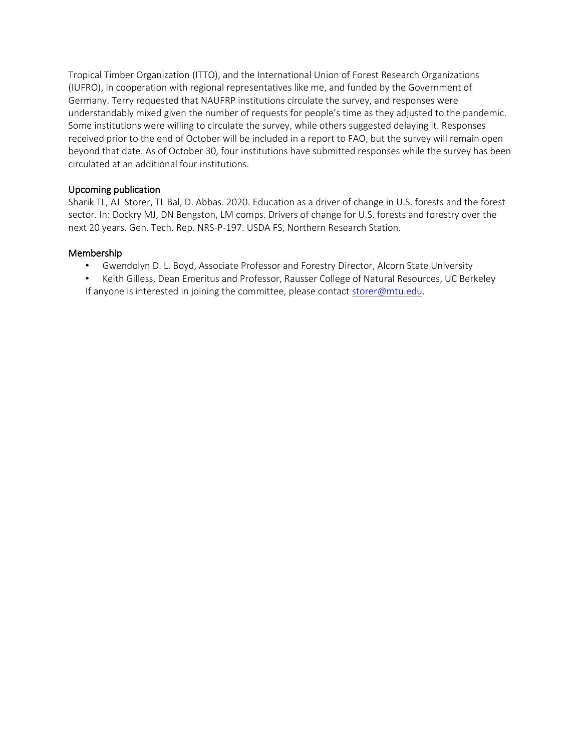Tropical Timber Organization (ITTO), and the International Union of Forest Research Organizations (IUFRO), in cooperation with regional representatives like me, and funded by the Government of Germany. Terry requested that NAUFRP institutions circulate the survey, and responses were understandably mixed given the number of requests for people's time as they adjusted to the pandemic. Some institutions were willing to circulate the survey, while others suggested delaying it. Responses received prior to the end of October will be included in a report to FAO, but the survey will remain open beyond that date. As of October 30, four institutions have submitted responses while the survey has been circulated at an additional four institutions.

### Upcoming publication

Sharik TL, AJ Storer, TL Bal, D. Abbas. 2020. Education as a driver of change in U.S. forests and the forest sector. In: Dockry MJ, DN Bengston, LM comps. Drivers of change for U.S. forests and forestry over the next 20 years. Gen. Tech. Rep. NRS-P-197. USDA FS, Northern Research Station.

### Membership

- Gwendolyn D. L. Boyd, Associate Professor and Forestry Director, Alcorn State University
- Keith Gilless, Dean Emeritus and Professor, Rausser College of Natural Resources, UC Berkeley

If anyone is interested in joining the committee, please contact storer@mtu.edu.